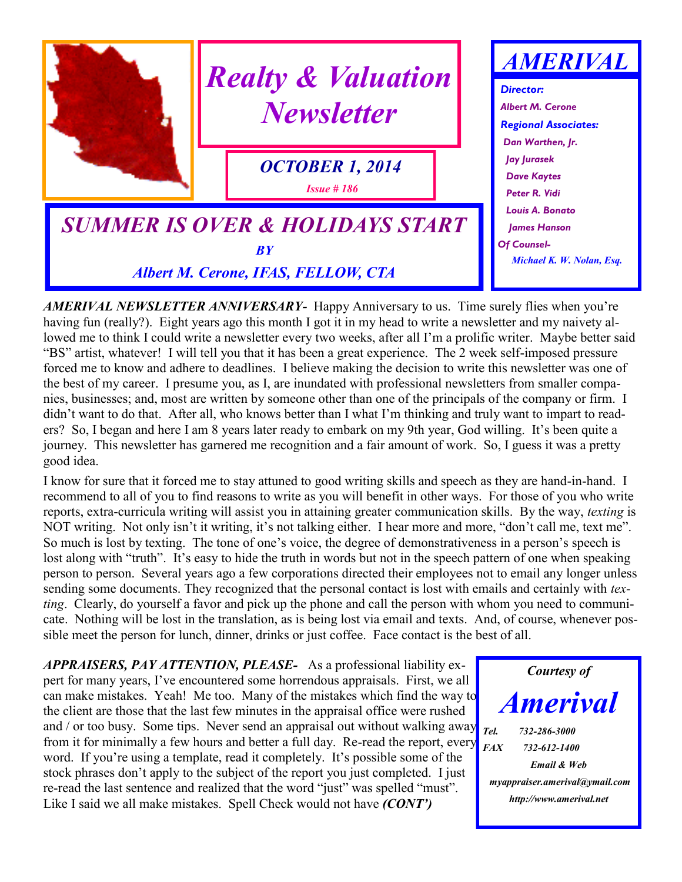# *Realty & Valuation Newsletter*

***OCTOBER 1, 2014***

*Issue # 186*

## *SUMMER IS OVER & HOLIDAYS START*

*BY*

*Albert M. Cerone, IFAS, FELLOW, CTA*

**AMERIVAL**

*Director:*
*Albert M. Cerone*
*Regional Associates:*
*Dan Warthen, Jr.*
*Jay Jurasek*
*Dave Kaytes*
*Peter R. Vidi*
*Louis A. Bonato*
*James Hanson*
*Of Counsel-*
*Michael K. W. Nolan, Esq.*

***AMERIVAL NEWSLETTER ANNIVERSARY-*** Happy Anniversary to us. Time surely flies when you're having fun (really?). Eight years ago this month I got it in my head to write a newsletter and my naivety allowed me to think I could write a newsletter every two weeks, after all I'm a prolific writer. Maybe better said "BS" artist, whatever! I will tell you that it has been a great experience. The 2 week self-imposed pressure forced me to know and adhere to deadlines. I believe making the decision to write this newsletter was one of the best of my career. I presume you, as I, are inundated with professional newsletters from smaller companies, businesses; and, most are written by someone other than one of the principals of the company or firm. I didn't want to do that. After all, who knows better than I what I'm thinking and truly want to impart to readers? So, I began and here I am 8 years later ready to embark on my 9th year, God willing. It's been quite a journey. This newsletter has garnered me recognition and a fair amount of work. So, I guess it was a pretty good idea.

I know for sure that it forced me to stay attuned to good writing skills and speech as they are hand-in-hand. I recommend to all of you to find reasons to write as you will benefit in other ways. For those of you who write reports, extra-curricula writing will assist you in attaining greater communication skills. By the way, *texting* is NOT writing. Not only isn't it writing, it's not talking either. I hear more and more, "don't call me, text me". So much is lost by texting. The tone of one's voice, the degree of demonstrativeness in a person's speech is lost along with "truth". It's easy to hide the truth in words but not in the speech pattern of one when speaking person to person. Several years ago a few corporations directed their employees not to email any longer unless sending some documents. They recognized that the personal contact is lost with emails and certainly with *texting*. Clearly, do yourself a favor and pick up the phone and call the person with whom you need to communicate. Nothing will be lost in the translation, as is being lost via email and texts. And, of course, whenever possible meet the person for lunch, dinner, drinks or just coffee. Face contact is the best of all.

***APPRAISERS, PAY ATTENTION, PLEASE-*** As a professional liability expert for many years, I've encountered some horrendous appraisals. First, we all can make mistakes. Yeah! Me too. Many of the mistakes which find the way to the client are those that the last few minutes in the appraisal office were rushed and / or too busy. Some tips. Never send an appraisal out without walking away from it for minimally a few hours and better a full day. Re-read the report, every word. If you're using a template, read it completely. It's possible some of the stock phrases don't apply to the subject of the report you just completed. I just re-read the last sentence and realized that the word "just" was spelled "must". Like I said we all make mistakes. Spell Check would not have ***(CONT')***

*Courtesy of*

***Amerival***

*Tel. 732-286-3000*
*FAX 732-612-1400*
*Email & Web*
*myappraiser.amerival@ymail.com*
*http://www.amerival.net*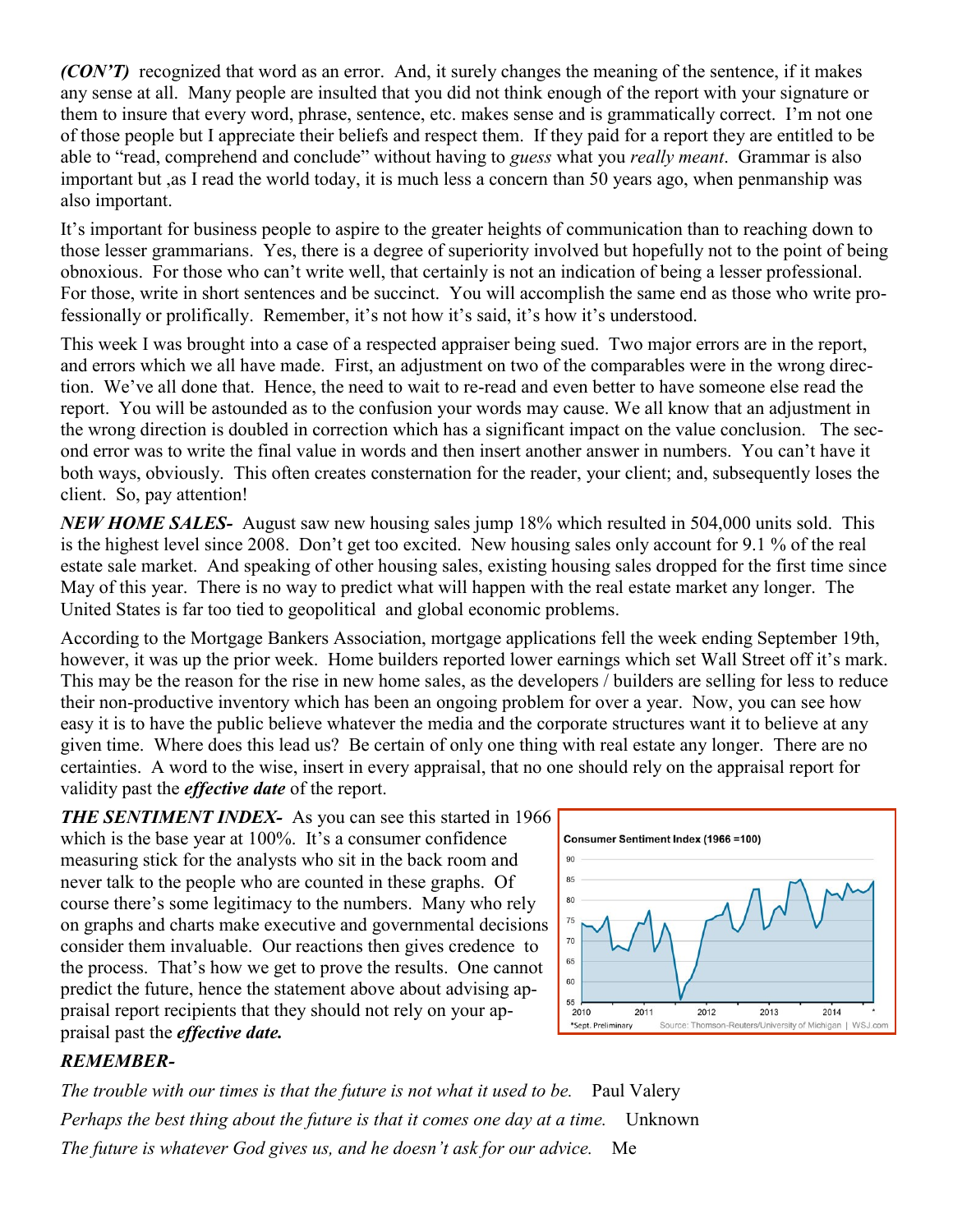***(CON'T)*** recognized that word as an error. And, it surely changes the meaning of the sentence, if it makes any sense at all. Many people are insulted that you did not think enough of the report with your signature or them to insure that every word, phrase, sentence, etc. makes sense and is grammatically correct. I'm not one of those people but I appreciate their beliefs and respect them. If they paid for a report they are entitled to be able to "read, comprehend and conclude" without having to *guess* what you *really meant*. Grammar is also important but ,as I read the world today, it is much less a concern than 50 years ago, when penmanship was also important.

It's important for business people to aspire to the greater heights of communication than to reaching down to those lesser grammarians. Yes, there is a degree of superiority involved but hopefully not to the point of being obnoxious. For those who can't write well, that certainly is not an indication of being a lesser professional. For those, write in short sentences and be succinct. You will accomplish the same end as those who write professionally or prolifically. Remember, it's not how it's said, it's how it's understood.

This week I was brought into a case of a respected appraiser being sued. Two major errors are in the report, and errors which we all have made. First, an adjustment on two of the comparables were in the wrong direction. We've all done that. Hence, the need to wait to re-read and even better to have someone else read the report. You will be astounded as to the confusion your words may cause. We all know that an adjustment in the wrong direction is doubled in correction which has a significant impact on the value conclusion. The second error was to write the final value in words and then insert another answer in numbers. You can't have it both ways, obviously. This often creates consternation for the reader, your client; and, subsequently loses the client. So, pay attention!

***NEW HOME SALES-*** August saw new housing sales jump 18% which resulted in 504,000 units sold. This is the highest level since 2008. Don't get too excited. New housing sales only account for 9.1 % of the real estate sale market. And speaking of other housing sales, existing housing sales dropped for the first time since May of this year. There is no way to predict what will happen with the real estate market any longer. The United States is far too tied to geopolitical and global economic problems.

According to the Mortgage Bankers Association, mortgage applications fell the week ending September 19th, however, it was up the prior week. Home builders reported lower earnings which set Wall Street off it's mark. This may be the reason for the rise in new home sales, as the developers / builders are selling for less to reduce their non-productive inventory which has been an ongoing problem for over a year. Now, you can see how easy it is to have the public believe whatever the media and the corporate structures want it to believe at any given time. Where does this lead us? Be certain of only one thing with real estate any longer. There are no certainties. A word to the wise, insert in every appraisal, that no one should rely on the appraisal report for validity past the ***effective date*** of the report.

***THE SENTIMENT INDEX-*** As you can see this started in 1966 which is the base year at 100%. It's a consumer confidence measuring stick for the analysts who sit in the back room and never talk to the people who are counted in these graphs. Of course there's some legitimacy to the numbers. Many who rely on graphs and charts make executive and governmental decisions consider them invaluable. Our reactions then gives credence to the process. That's how we get to prove the results. One cannot predict the future, hence the statement above about advising appraisal report recipients that they should not rely on your appraisal past the ***effective date.***

**Consumer Sentiment Index (1966 =100)**

*Sept. Preliminary Source: Thomson-Reuters/University of Michigan | WSJ.com

***REMEMBER-***

*The trouble with our times is that the future is not what it used to be.* Paul Valery

*Perhaps the best thing about the future is that it comes one day at a time.* Unknown

*The future is whatever God gives us, and he doesn't ask for our advice.* Me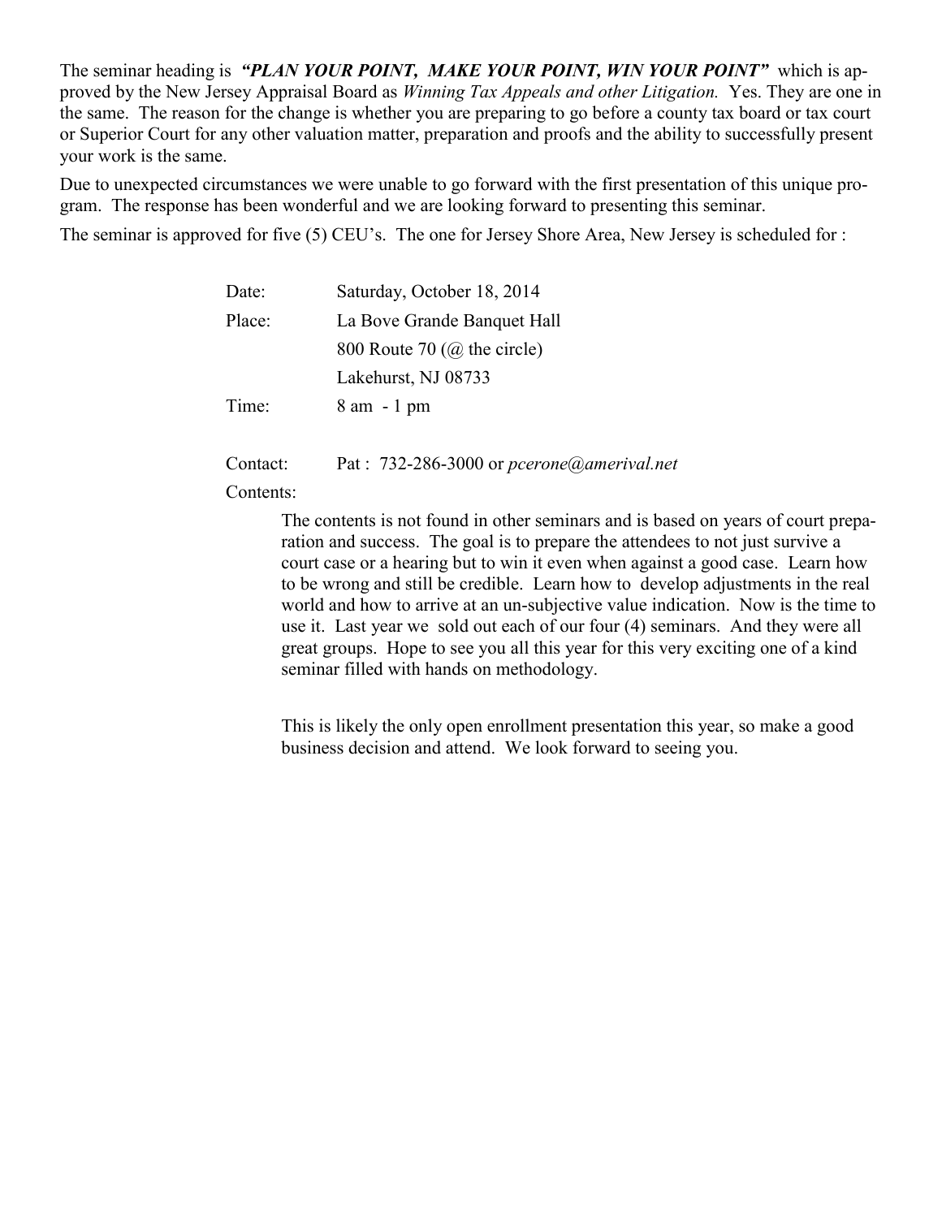The seminar heading is ***"PLAN YOUR POINT, MAKE YOUR POINT, WIN YOUR POINT"*** which is approved by the New Jersey Appraisal Board as *Winning Tax Appeals and other Litigation.* Yes. They are one in the same. The reason for the change is whether you are preparing to go before a county tax board or tax court or Superior Court for any other valuation matter, preparation and proofs and the ability to successfully present your work is the same.

Due to unexpected circumstances we were unable to go forward with the first presentation of this unique program. The response has been wonderful and we are looking forward to presenting this seminar.

The seminar is approved for five (5) CEU's. The one for Jersey Shore Area, New Jersey is scheduled for :

| | |
|---|---|
| Date: | Saturday, October 18, 2014 |
| Place: | La Bove Grande Banquet Hall |
| | 800 Route 70 (@ the circle) |
| | Lakehurst, NJ 08733 |
| Time: | 8 am - 1 pm |
| | |
| Contact: | Pat : 732-286-3000 or *pcerone@amerival.net* |

Contents:

The contents is not found in other seminars and is based on years of court preparation and success. The goal is to prepare the attendees to not just survive a court case or a hearing but to win it even when against a good case. Learn how to be wrong and still be credible. Learn how to develop adjustments in the real world and how to arrive at an un-subjective value indication. Now is the time to use it. Last year we sold out each of our four (4) seminars. And they were all great groups. Hope to see you all this year for this very exciting one of a kind seminar filled with hands on methodology.

This is likely the only open enrollment presentation this year, so make a good business decision and attend. We look forward to seeing you.